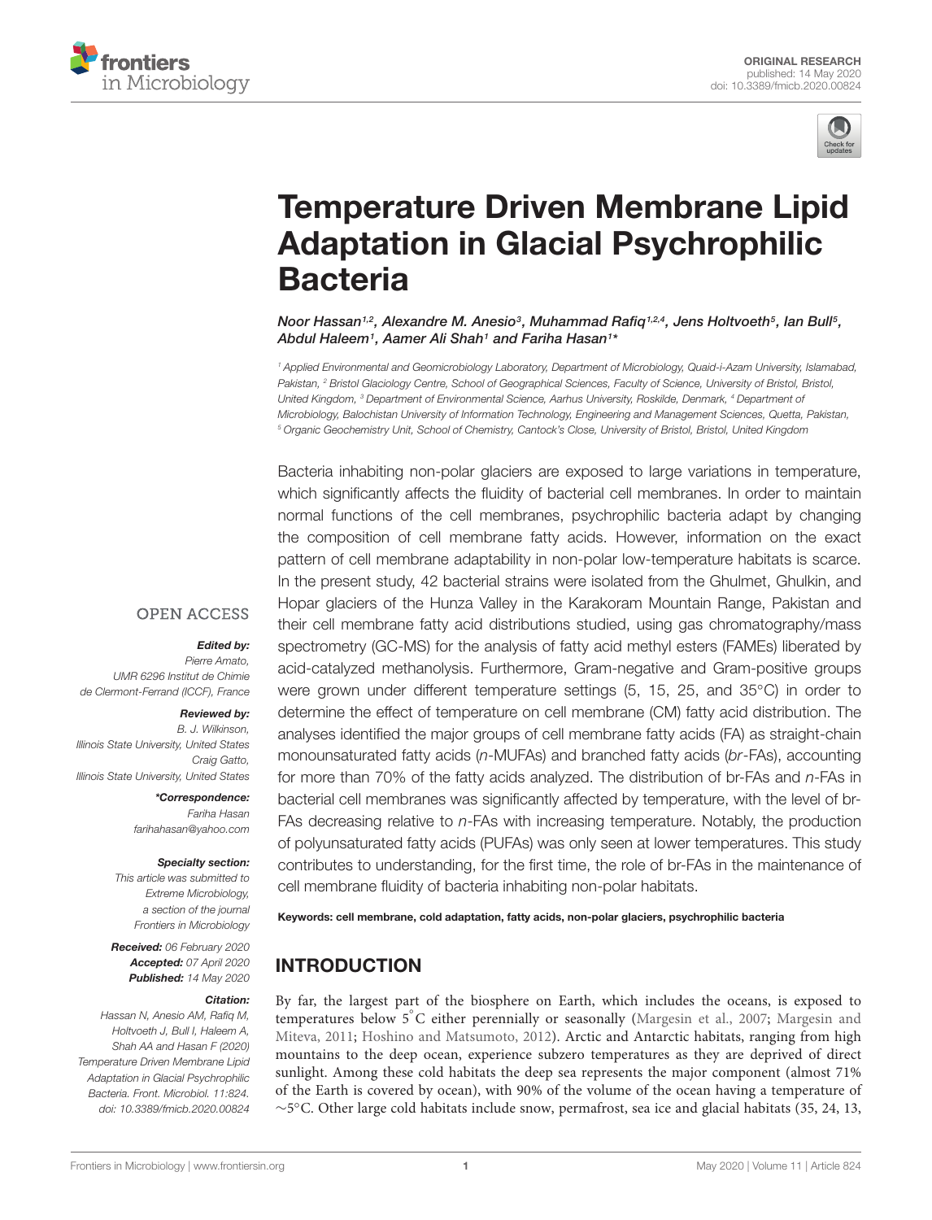ORIGINAL RESEARCH
published: 14 May 2020
doi: 10.3389/fmicb.2020.00824

# Temperature Driven Membrane Lipid Adaptation in Glacial Psychrophilic Bacteria

*Noor Hassan[1,2], Alexandre M. Anesio[3], Muhammad Rafiq[1,2,4], Jens Holtvoeth[5], Ian Bull[5], Abdul Haleem[1], Aamer Ali Shah[1] and Fariha Hasan[1]**

[1] Applied Environmental and Geomicrobiology Laboratory, Department of Microbiology, Quaid-i-Azam University, Islamabad, Pakistan, [2] Bristol Glaciology Centre, School of Geographical Sciences, Faculty of Science, University of Bristol, Bristol, United Kingdom, [3] Department of Environmental Science, Aarhus University, Roskilde, Denmark, [4] Department of Microbiology, Balochistan University of Information Technology, Engineering and Management Sciences, Quetta, Pakistan, [5] Organic Geochemistry Unit, School of Chemistry, Cantock's Close, University of Bristol, Bristol, United Kingdom

OPEN ACCESS

***Edited by:***
*Pierre Amato, UMR 6296 Institut de Chimie de Clermont-Ferrand (ICCF), France*

***Reviewed by:***
*B. J. Wilkinson, Illinois State University, United States*
*Craig Gatto, Illinois State University, United States*

***\*Correspondence:***
*Fariha Hasan*
*farihahasan@yahoo.com*

***Specialty section:***
*This article was submitted to Extreme Microbiology, a section of the journal Frontiers in Microbiology*

***Received:*** *06 February 2020*
***Accepted:*** *07 April 2020*
***Published:*** *14 May 2020*

***Citation:***
*Hassan N, Anesio AM, Rafiq M, Holtvoeth J, Bull I, Haleem A, Shah AA and Hasan F (2020) Temperature Driven Membrane Lipid Adaptation in Glacial Psychrophilic Bacteria. Front. Microbiol. 11:824. doi: 10.3389/fmicb.2020.00824*

Bacteria inhabiting non-polar glaciers are exposed to large variations in temperature, which significantly affects the fluidity of bacterial cell membranes. In order to maintain normal functions of the cell membranes, psychrophilic bacteria adapt by changing the composition of cell membrane fatty acids. However, information on the exact pattern of cell membrane adaptability in non-polar low-temperature habitats is scarce. In the present study, 42 bacterial strains were isolated from the Ghulmet, Ghulkin, and Hopar glaciers of the Hunza Valley in the Karakoram Mountain Range, Pakistan and their cell membrane fatty acid distributions studied, using gas chromatography/mass spectrometry (GC-MS) for the analysis of fatty acid methyl esters (FAMEs) liberated by acid-catalyzed methanolysis. Furthermore, Gram-negative and Gram-positive groups were grown under different temperature settings (5, 15, 25, and 35°C) in order to determine the effect of temperature on cell membrane (CM) fatty acid distribution. The analyses identified the major groups of cell membrane fatty acids (FA) as straight-chain monounsaturated fatty acids (*n*-MUFAs) and branched fatty acids (*br*-FAs), accounting for more than 70% of the fatty acids analyzed. The distribution of br-FAs and *n*-FAs in bacterial cell membranes was significantly affected by temperature, with the level of br-FAs decreasing relative to *n*-FAs with increasing temperature. Notably, the production of polyunsaturated fatty acids (PUFAs) was only seen at lower temperatures. This study contributes to understanding, for the first time, the role of br-FAs in the maintenance of cell membrane fluidity of bacteria inhabiting non-polar habitats.

**Keywords: cell membrane, cold adaptation, fatty acids, non-polar glaciers, psychrophilic bacteria**

## INTRODUCTION

By far, the largest part of the biosphere on Earth, which includes the oceans, is exposed to temperatures below 5°C either perennially or seasonally (Margesin et al., 2007; Margesin and Miteva, 2011; Hoshino and Matsumoto, 2012). Arctic and Antarctic habitats, ranging from high mountains to the deep ocean, experience subzero temperatures as they are deprived of direct sunlight. Among these cold habitats the deep sea represents the major component (almost 71% of the Earth is covered by ocean), with 90% of the volume of the ocean having a temperature of ~5°C. Other large cold habitats include snow, permafrost, sea ice and glacial habitats (35, 24, 13,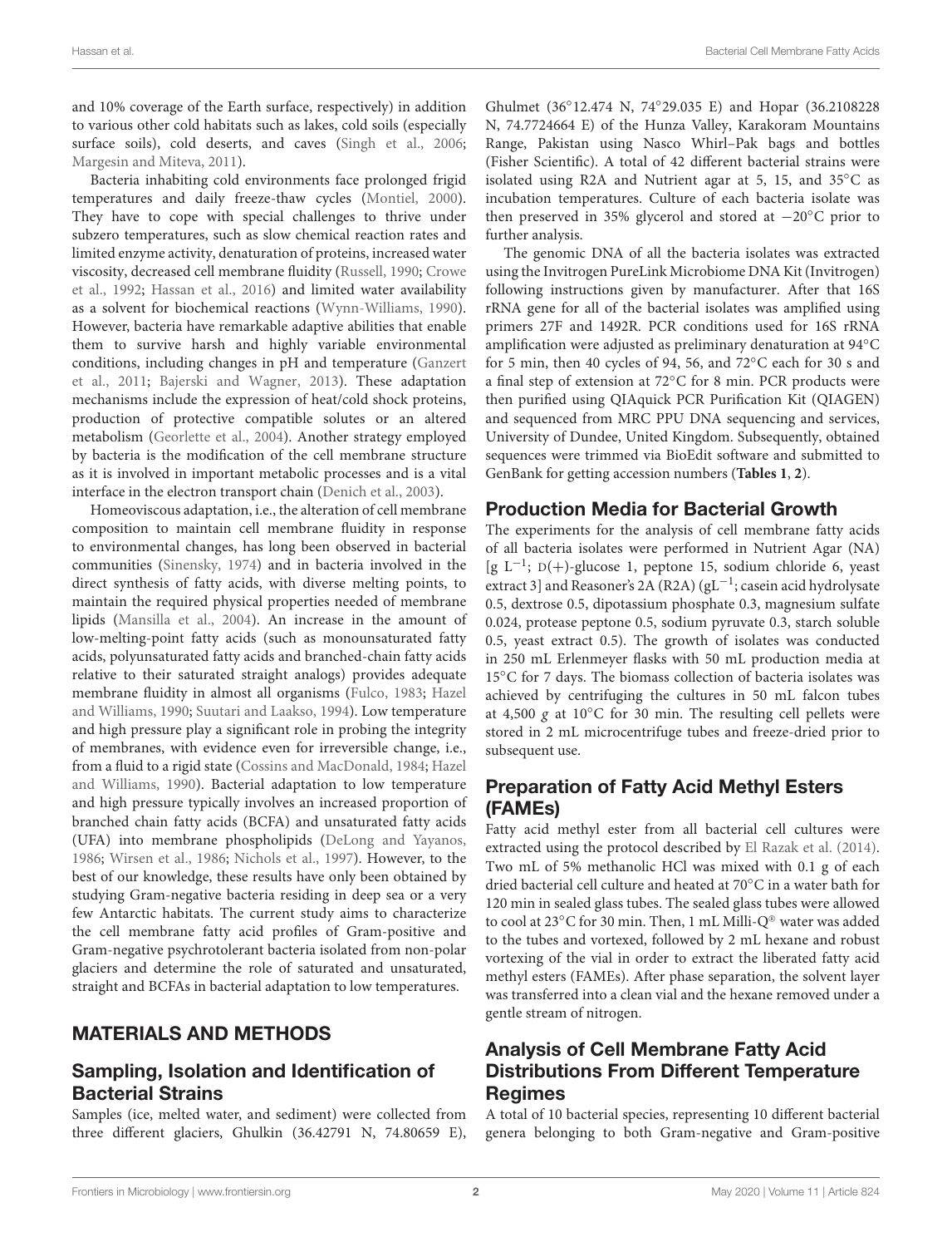and 10% coverage of the Earth surface, respectively) in addition to various other cold habitats such as lakes, cold soils (especially surface soils), cold deserts, and caves (Singh et al., 2006; Margesin and Miteva, 2011).

Bacteria inhabiting cold environments face prolonged frigid temperatures and daily freeze-thaw cycles (Montiel, 2000). They have to cope with special challenges to thrive under subzero temperatures, such as slow chemical reaction rates and limited enzyme activity, denaturation of proteins, increased water viscosity, decreased cell membrane fluidity (Russell, 1990; Crowe et al., 1992; Hassan et al., 2016) and limited water availability as a solvent for biochemical reactions (Wynn-Williams, 1990). However, bacteria have remarkable adaptive abilities that enable them to survive harsh and highly variable environmental conditions, including changes in pH and temperature (Ganzert et al., 2011; Bajerski and Wagner, 2013). These adaptation mechanisms include the expression of heat/cold shock proteins, production of protective compatible solutes or an altered metabolism (Georlette et al., 2004). Another strategy employed by bacteria is the modification of the cell membrane structure as it is involved in important metabolic processes and is a vital interface in the electron transport chain (Denich et al., 2003).

Homeoviscous adaptation, i.e., the alteration of cell membrane composition to maintain cell membrane fluidity in response to environmental changes, has long been observed in bacterial communities (Sinensky, 1974) and in bacteria involved in the direct synthesis of fatty acids, with diverse melting points, to maintain the required physical properties needed of membrane lipids (Mansilla et al., 2004). An increase in the amount of low-melting-point fatty acids (such as monounsaturated fatty acids, polyunsaturated fatty acids and branched-chain fatty acids relative to their saturated straight analogs) provides adequate membrane fluidity in almost all organisms (Fulco, 1983; Hazel and Williams, 1990; Suutari and Laakso, 1994). Low temperature and high pressure play a significant role in probing the integrity of membranes, with evidence even for irreversible change, i.e., from a fluid to a rigid state (Cossins and MacDonald, 1984; Hazel and Williams, 1990). Bacterial adaptation to low temperature and high pressure typically involves an increased proportion of branched chain fatty acids (BCFA) and unsaturated fatty acids (UFA) into membrane phospholipids (DeLong and Yayanos, 1986; Wirsen et al., 1986; Nichols et al., 1997). However, to the best of our knowledge, these results have only been obtained by studying Gram-negative bacteria residing in deep sea or a very few Antarctic habitats. The current study aims to characterize the cell membrane fatty acid profiles of Gram-positive and Gram-negative psychrotolerant bacteria isolated from non-polar glaciers and determine the role of saturated and unsaturated, straight and BCFAs in bacterial adaptation to low temperatures.

## MATERIALS AND METHODS

### Sampling, Isolation and Identification of Bacterial Strains

Samples (ice, melted water, and sediment) were collected from three different glaciers, Ghulkin (36.42791 N, 74.80659 E), Ghulmet (36°12.474 N, 74°29.035 E) and Hopar (36.2108228 N, 74.7724664 E) of the Hunza Valley, Karakoram Mountains Range, Pakistan using Nasco Whirl–Pak bags and bottles (Fisher Scientific). A total of 42 different bacterial strains were isolated using R2A and Nutrient agar at 5, 15, and 35°C as incubation temperatures. Culture of each bacteria isolate was then preserved in 35% glycerol and stored at −20°C prior to further analysis.

The genomic DNA of all the bacteria isolates was extracted using the Invitrogen PureLink Microbiome DNA Kit (Invitrogen) following instructions given by manufacturer. After that 16S rRNA gene for all of the bacterial isolates was amplified using primers 27F and 1492R. PCR conditions used for 16S rRNA amplification were adjusted as preliminary denaturation at 94°C for 5 min, then 40 cycles of 94, 56, and 72°C each for 30 s and a final step of extension at 72°C for 8 min. PCR products were then purified using QIAquick PCR Purification Kit (QIAGEN) and sequenced from MRC PPU DNA sequencing and services, University of Dundee, United Kingdom. Subsequently, obtained sequences were trimmed via BioEdit software and submitted to GenBank for getting accession numbers (**Tables 1**, **2**).

### Production Media for Bacterial Growth

The experiments for the analysis of cell membrane fatty acids of all bacteria isolates were performed in Nutrient Agar (NA) [g $L^{-1}$; D(+)-glucose 1, peptone 15, sodium chloride 6, yeast extract 3] and Reasoner's 2A (R2A) ($gL^{-1}$; casein acid hydrolysate 0.5, dextrose 0.5, dipotassium phosphate 0.3, magnesium sulfate 0.024, protease peptone 0.5, sodium pyruvate 0.3, starch soluble 0.5, yeast extract 0.5). The growth of isolates was conducted in 250 mL Erlenmeyer flasks with 50 mL production media at 15°C for 7 days. The biomass collection of bacteria isolates was achieved by centrifuging the cultures in 50 mL falcon tubes at 4,500 *g* at 10°C for 30 min. The resulting cell pellets were stored in 2 mL microcentrifuge tubes and freeze-dried prior to subsequent use.

### Preparation of Fatty Acid Methyl Esters (FAMEs)

Fatty acid methyl ester from all bacterial cell cultures were extracted using the protocol described by El Razak et al. (2014). Two mL of 5% methanolic HCl was mixed with 0.1 g of each dried bacterial cell culture and heated at 70°C in a water bath for 120 min in sealed glass tubes. The sealed glass tubes were allowed to cool at 23°C for 30 min. Then, 1 mL Milli-Q® water was added to the tubes and vortexed, followed by 2 mL hexane and robust vortexing of the vial in order to extract the liberated fatty acid methyl esters (FAMEs). After phase separation, the solvent layer was transferred into a clean vial and the hexane removed under a gentle stream of nitrogen.

### Analysis of Cell Membrane Fatty Acid Distributions From Different Temperature Regimes

A total of 10 bacterial species, representing 10 different bacterial genera belonging to both Gram-negative and Gram-positive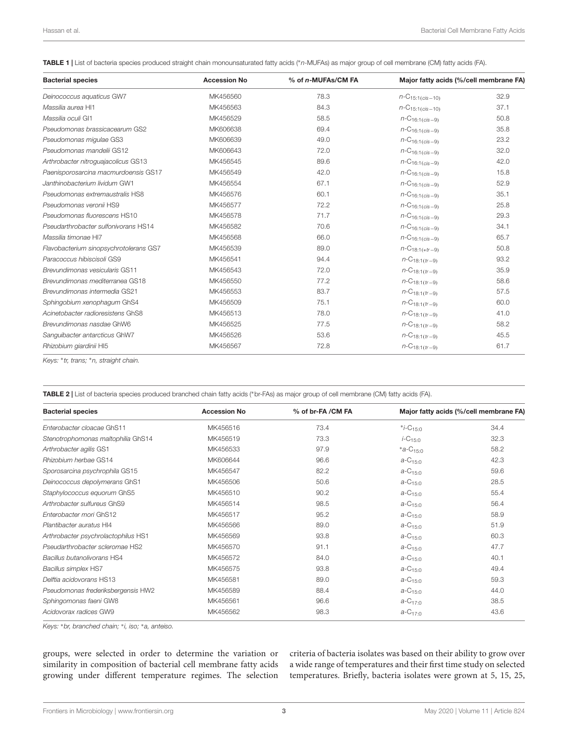**TABLE 1 |** List of bacteria species produced straight chain monounsaturated fatty acids (*n-MUFAs) as major group of cell membrane (CM) fatty acids (FA).

| Bacterial species | Accession No | % of n-MUFAs/CM FA | Major fatty acids (%/cell membrane FA) | |
|---|---|---|---|---|
| *Deinococcus aquaticus* GW7 | MK456560 | 78.3 | $n\text{-}C_{15:1(cis-10)}$ | 32.9 |
| *Massilia aurea* HI1 | MK456563 | 84.3 | $n\text{-}C_{15:1(cis-10)}$ | 37.1 |
| *Massilia oculi* GI1 | MK456529 | 58.5 | $n\text{-}C_{16:1(cis-9)}$ | 50.8 |
| *Pseudomonas brassicacearum* GS2 | MK606638 | 69.4 | $n\text{-}C_{16:1(cis-9)}$ | 35.8 |
| *Pseudomonas migulae* GS3 | MK606639 | 49.0 | $n\text{-}C_{16:1(cis-9)}$ | 23.2 |
| *Pseudomonas mandelii* GS12 | MK606643 | 72.0 | $n\text{-}C_{16:1(cis-9)}$ | 32.0 |
| *Arthrobacter nitroguajacolicus* GS13 | MK456545 | 89.6 | $n\text{-}C_{16:1(cis-9)}$ | 42.0 |
| *Paenisporosarcina macmurdoensis* GS17 | MK456549 | 42.0 | $n\text{-}C_{16:1(cis-9)}$ | 15.8 |
| *Janthinobacterium lividum* GW1 | MK456554 | 67.1 | $n\text{-}C_{16:1(cis-9)}$ | 52.9 |
| *Pseudomonas extremaustralis* HS8 | MK456576 | 60.1 | $n\text{-}C_{16:1(cis-9)}$ | 35.1 |
| *Pseudomonas veronii* HS9 | MK456577 | 72.2 | $n\text{-}C_{16:1(cis-9)}$ | 25.8 |
| *Pseudomonas fluorescens* HS10 | MK456578 | 71.7 | $n\text{-}C_{16:1(cis-9)}$ | 29.3 |
| *Pseudarthrobacter sulfonivorans* HS14 | MK456582 | 70.6 | $n\text{-}C_{16:1(cis-9)}$ | 34.1 |
| *Massilia timonae* HI7 | MK456568 | 66.0 | $n\text{-}C_{16:1(cis-9)}$ | 65.7 |
| *Flavobacterium sinopsychrotolerans* GS7 | MK456539 | 89.0 | $n\text{-}C_{18:1(*tr-9)}$ | 50.8 |
| *Paracoccus hibiscisoli* GS9 | MK456541 | 94.4 | $n\text{-}C_{18:1(tr-9)}$ | 93.2 |
| *Brevundimonas vesicularis* GS11 | MK456543 | 72.0 | $n\text{-}C_{18:1(tr-9)}$ | 35.9 |
| *Brevundimonas mediterranea* GS18 | MK456550 | 77.2 | $n\text{-}C_{18:1(tr-9)}$ | 58.6 |
| *Brevundimonas intermedia* GS21 | MK456553 | 83.7 | $n\text{-}C_{18:1(tr-9)}$ | 57.5 |
| *Sphingobium xenophagum* GhS4 | MK456509 | 75.1 | $n\text{-}C_{18:1(tr-9)}$ | 60.0 |
| *Acinetobacter radioresistens* GhS8 | MK456513 | 78.0 | $n\text{-}C_{18:1(tr-9)}$ | 41.0 |
| *Brevundimonas nasdae* GhW6 | MK456525 | 77.5 | $n\text{-}C_{18:1(tr-9)}$ | 58.2 |
| *Sanguibacter antarcticus* GhW7 | MK456526 | 53.6 | $n\text{-}C_{18:1(tr-9)}$ | 45.5 |
| *Rhizobium giardinii* HI5 | MK456567 | 72.8 | $n\text{-}C_{18:1(tr-9)}$ | 61.7 |

*Keys: *tr, trans; *n, straight chain.*

**TABLE 2 |** List of bacteria species produced branched chain fatty acids (*br-FAs) as major group of cell membrane (CM) fatty acids (FA).

| Bacterial species | Accession No | % of br-FA /CM FA | Major fatty acids (%/cell membrane FA) | |
|---|---|---|---|---|
| *Enterobacter cloacae* GhS11 | MK456516 | 73.4 | $^{*}i\text{-}C_{15:0}$ | 34.4 |
| *Stenotrophomonas maltophilia* GhS14 | MK456519 | 73.3 | $i\text{-}C_{15:0}$ | 32.3 |
| *Arthrobacter agilis* GS1 | MK456533 | 97.9 | $^{*}a\text{-}C_{15:0}$ | 58.2 |
| *Rhizobium herbae* GS14 | MK606644 | 96.6 | $a\text{-}C_{15:0}$ | 42.3 |
| *Sporosarcina psychrophila* GS15 | MK456547 | 82.2 | $a\text{-}C_{15:0}$ | 59.6 |
| *Deinococcus depolymerans* GhS1 | MK456506 | 50.6 | $a\text{-}C_{15:0}$ | 28.5 |
| *Staphylococcus equorum* GhS5 | MK456510 | 90.2 | $a\text{-}C_{15:0}$ | 55.4 |
| *Arthrobacter sulfureus* GhS9 | MK456514 | 98.5 | $a\text{-}C_{15:0}$ | 56.4 |
| *Enterobacter mori* GhS12 | MK456517 | 95.2 | $a\text{-}C_{15:0}$ | 58.9 |
| *Plantibacter auratus* HI4 | MK456566 | 89.0 | $a\text{-}C_{15:0}$ | 51.9 |
| *Arthrobacter psychrolactophilus* HS1 | MK456569 | 93.8 | $a\text{-}C_{15:0}$ | 60.3 |
| *Pseudarthrobacter scleromae* HS2 | MK456570 | 91.1 | $a\text{-}C_{15:0}$ | 47.7 |
| *Bacillus butanolivorans* HS4 | MK456572 | 84.0 | $a\text{-}C_{15:0}$ | 40.1 |
| *Bacillus simplex* HS7 | MK456575 | 93.8 | $a\text{-}C_{15:0}$ | 49.4 |
| *Delftia acidovorans* HS13 | MK456581 | 89.0 | $a\text{-}C_{15:0}$ | 59.3 |
| *Pseudomonas frederiksbergensis* HW2 | MK456589 | 88.4 | $a\text{-}C_{15:0}$ | 44.0 |
| *Sphingomonas faeni* GW8 | MK456561 | 96.6 | $a\text{-}C_{17:0}$ | 38.5 |
| *Acidovorax radices* GW9 | MK456562 | 98.3 | $a\text{-}C_{17:0}$ | 43.6 |

*Keys: *br, branched chain; *i, iso; *a, anteiso.*

groups, were selected in order to determine the variation or similarity in composition of bacterial cell membrane fatty acids growing under different temperature regimes. The selection criteria of bacteria isolates was based on their ability to grow over a wide range of temperatures and their first time study on selected temperatures. Briefly, bacteria isolates were grown at 5, 15, 25,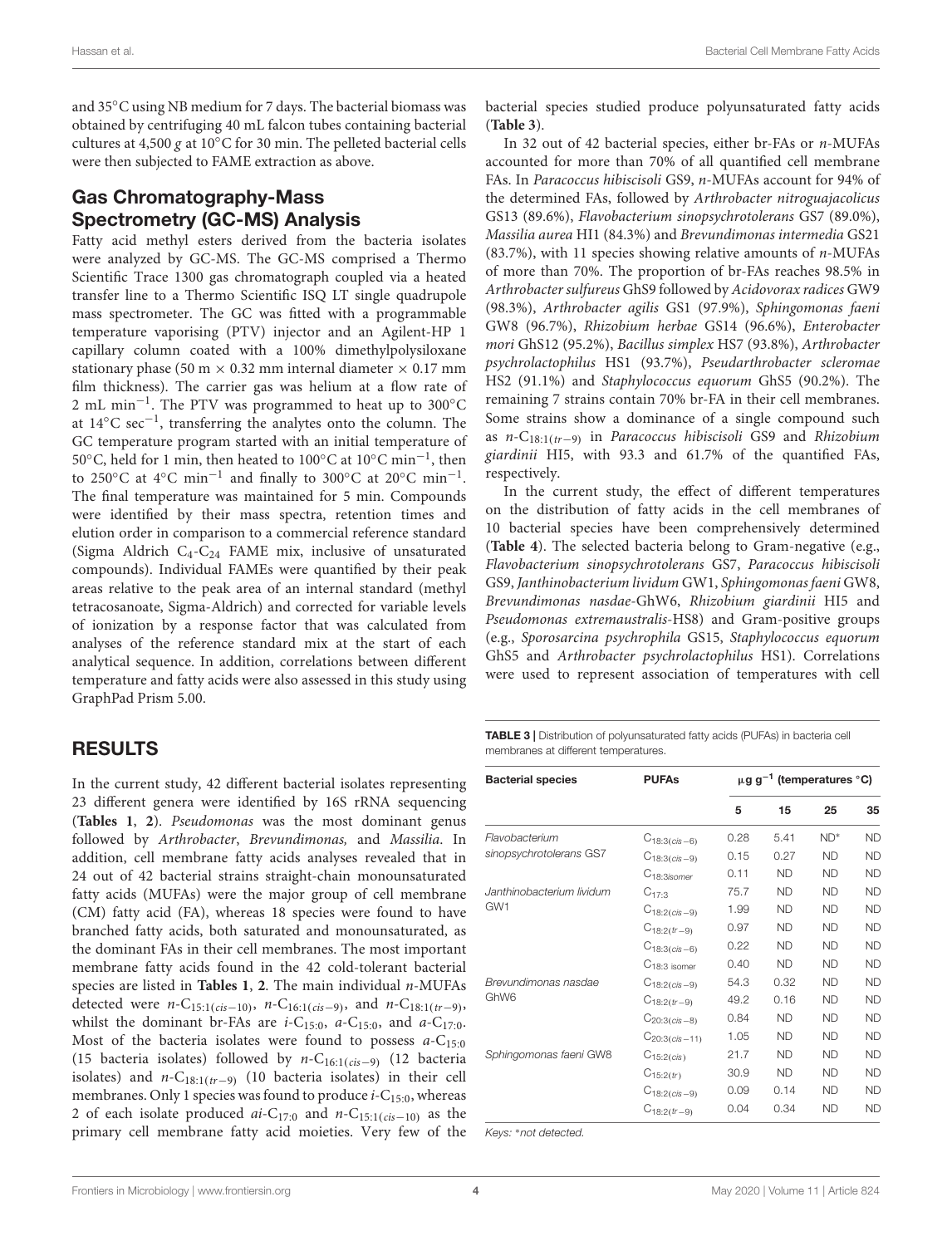and 35°C using NB medium for 7 days. The bacterial biomass was obtained by centrifuging 40 mL falcon tubes containing bacterial cultures at 4,500 *g* at 10°C for 30 min. The pelleted bacterial cells were then subjected to FAME extraction as above.

## Gas Chromatography-Mass Spectrometry (GC-MS) Analysis

Fatty acid methyl esters derived from the bacteria isolates were analyzed by GC-MS. The GC-MS comprised a Thermo Scientific Trace 1300 gas chromatograph coupled via a heated transfer line to a Thermo Scientific ISQ LT single quadrupole mass spectrometer. The GC was fitted with a programmable temperature vaporising (PTV) injector and an Agilent-HP 1 capillary column coated with a 100% dimethylpolysiloxane stationary phase (50 m × 0.32 mm internal diameter × 0.17 mm film thickness). The carrier gas was helium at a flow rate of 2 mL $min^{-1}$. The PTV was programmed to heat up to 300°C at 14°C $sec^{-1}$, transferring the analytes onto the column. The GC temperature program started with an initial temperature of 50°C, held for 1 min, then heated to 100°C at 10°C $min^{-1}$, then to 250°C at 4°C $min^{-1}$ and finally to 300°C at 20°C $min^{-1}$. The final temperature was maintained for 5 min. Compounds were identified by their mass spectra, retention times and elution order in comparison to a commercial reference standard (Sigma Aldrich $C_4$-$C_{24}$ FAME mix, inclusive of unsaturated compounds). Individual FAMEs were quantified by their peak areas relative to the peak area of an internal standard (methyl tetracosanoate, Sigma-Aldrich) and corrected for variable levels of ionization by a response factor that was calculated from analyses of the reference standard mix at the start of each analytical sequence. In addition, correlations between different temperature and fatty acids were also assessed in this study using GraphPad Prism 5.00.

# RESULTS

In the current study, 42 different bacterial isolates representing 23 different genera were identified by 16S rRNA sequencing (**Tables 1**, **2**). *Pseudomonas* was the most dominant genus followed by *Arthrobacter*, *Brevundimonas,* and *Massilia*. In addition, cell membrane fatty acids analyses revealed that in 24 out of 42 bacterial strains straight-chain monounsaturated fatty acids (MUFAs) were the major group of cell membrane (CM) fatty acid (FA), whereas 18 species were found to have branched fatty acids, both saturated and monounsaturated, as the dominant FAs in their cell membranes. The most important membrane fatty acids found in the 42 cold-tolerant bacterial species are listed in **Tables 1**, **2**. The main individual *n*-MUFAs detected were $n$-$C_{15:1(cis-10)}$, $n$-$C_{16:1(cis-9)}$, and $n$-$C_{18:1(tr-9)}$, whilst the dominant br-FAs are $i$-$C_{15:0}$, $a$-$C_{15:0}$, and $a$-$C_{17:0}$. Most of the bacteria isolates were found to possess $a$-$C_{15:0}$ (15 bacteria isolates) followed by $n$-$C_{16:1(cis-9)}$ (12 bacteria isolates) and $n$-$C_{18:1(tr-9)}$ (10 bacteria isolates) in their cell membranes. Only 1 species was found to produce $i$-$C_{15:0}$, whereas 2 of each isolate produced $ai$-$C_{17:0}$ and $n$-$C_{15:1(cis-10)}$ as the primary cell membrane fatty acid moieties. Very few of the bacterial species studied produce polyunsaturated fatty acids (**Table 3**).

In 32 out of 42 bacterial species, either br-FAs or *n*-MUFAs accounted for more than 70% of all quantified cell membrane FAs. In *Paracoccus hibiscisoli* GS9, *n*-MUFAs account for 94% of the determined FAs, followed by *Arthrobacter nitroguajacolicus* GS13 (89.6%), *Flavobacterium sinopsychrotolerans* GS7 (89.0%), *Massilia aurea* HI1 (84.3%) and *Brevundimonas intermedia* GS21 (83.7%), with 11 species showing relative amounts of *n*-MUFAs of more than 70%. The proportion of br-FAs reaches 98.5% in *Arthrobacter sulfureus* GhS9 followed by *Acidovorax radices* GW9 (98.3%), *Arthrobacter agilis* GS1 (97.9%), *Sphingomonas faeni* GW8 (96.7%), *Rhizobium herbae* GS14 (96.6%), *Enterobacter mori* GhS12 (95.2%), *Bacillus simplex* HS7 (93.8%), *Arthrobacter psychrolactophilus* HS1 (93.7%), *Pseudarthrobacter scleromae* HS2 (91.1%) and *Staphylococcus equorum* GhS5 (90.2%). The remaining 7 strains contain 70% br-FA in their cell membranes. Some strains show a dominance of a single compound such as $n$-$C_{18:1(tr-9)}$ in *Paracoccus hibiscisoli* GS9 and *Rhizobium giardinii* HI5, with 93.3 and 61.7% of the quantified FAs, respectively.

In the current study, the effect of different temperatures on the distribution of fatty acids in the cell membranes of 10 bacterial species have been comprehensively determined (**Table 4**). The selected bacteria belong to Gram-negative (e.g., *Flavobacterium sinopsychrotolerans* GS7, *Paracoccus hibiscisoli* GS9, *Janthinobacterium lividum* GW1, *Sphingomonas faeni* GW8, *Brevundimonas nasdae*-GhW6, *Rhizobium giardinii* HI5 and *Pseudomonas extremaustralis*-HS8) and Gram-positive groups (e.g., *Sporosarcina psychrophila* GS15, *Staphylococcus equorum* GhS5 and *Arthrobacter psychrolactophilus* HS1). Correlations were used to represent association of temperatures with cell

**TABLE 3** | Distribution of polyunsaturated fatty acids (PUFAs) in bacteria cell membranes at different temperatures.

| Bacterial species | PUFAs | μg $g^{-1}$ (temperatures °C) | | | |
|---|---|---|---|---|---|
| | | 5 | 15 | 25 | 35 |
| *Flavobacterium sinopsychrotolerans* GS7 | $C_{18:3(cis-6)}$ | 0.28 | 5.41 | ND* | ND |
| | $C_{18:3(cis-9)}$ | 0.15 | 0.27 | ND | ND |
| | $C_{18:3 isomer}$ | 0.11 | ND | ND | ND |
| *Janthinobacterium lividum* GW1 | $C_{17:3}$ | 75.7 | ND | ND | ND |
| | $C_{18:2(cis-9)}$ | 1.99 | ND | ND | ND |
| | $C_{18:2(tr-9)}$ | 0.97 | ND | ND | ND |
| | $C_{18:3(cis-6)}$ | 0.22 | ND | ND | ND |
| | $C_{18:3\ isomer}$ | 0.40 | ND | ND | ND |
| *Brevundimonas nasdae* GhW6 | $C_{18:2(cis-9)}$ | 54.3 | 0.32 | ND | ND |
| | $C_{18:2(tr-9)}$ | 49.2 | 0.16 | ND | ND |
| | $C_{20:3(cis-8)}$ | 0.84 | ND | ND | ND |
| | $C_{20:3(cis-11)}$ | 1.05 | ND | ND | ND |
| *Sphingomonas faeni* GW8 | $C_{15:2(cis)}$ | 21.7 | ND | ND | ND |
| | $C_{15:2(tr)}$ | 30.9 | ND | ND | ND |
| | $C_{18:2(cis-9)}$ | 0.09 | 0.14 | ND | ND |
| | $C_{18:2(tr-9)}$ | 0.04 | 0.34 | ND | ND |

*Keys: *not detected.*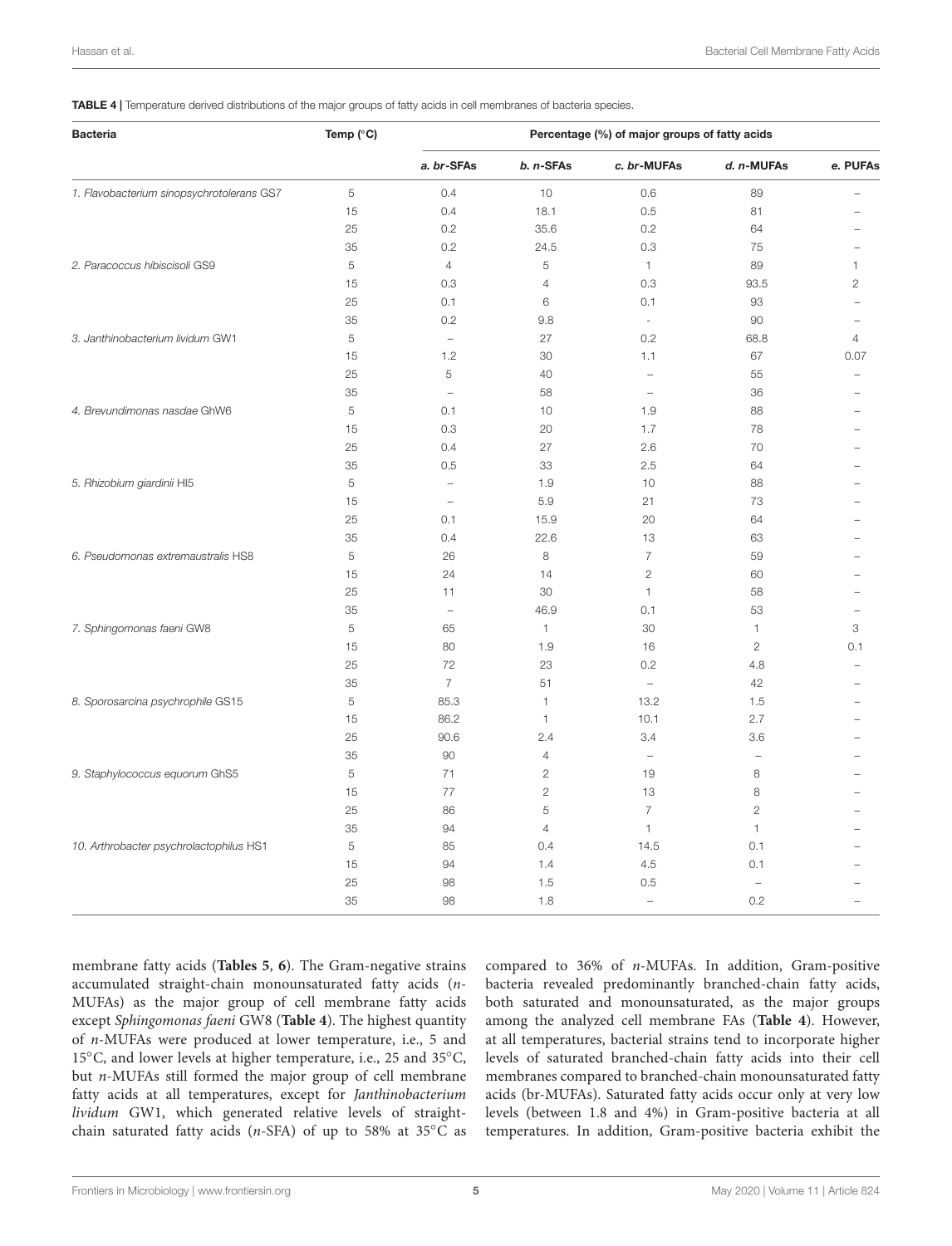**TABLE 4** | Temperature derived distributions of the major groups of fatty acids in cell membranes of bacteria species.

| Bacteria | Temp (°C) | Percentage (%) of major groups of fatty acids | | | | |
|---|---|---|---|---|---|---|
| | | *a. br*-SFAs | *b. n*-SFAs | *c. br*-MUFAs | *d. n*-MUFAs | *e.* PUFAs |
| *1. Flavobacterium sinopsychrotolerans* GS7 | 5 | 0.4 | 10 | 0.6 | 89 | – |
| | 15 | 0.4 | 18.1 | 0.5 | 81 | – |
| | 25 | 0.2 | 35.6 | 0.2 | 64 | – |
| | 35 | 0.2 | 24.5 | 0.3 | 75 | – |
| *2. Paracoccus hibiscisoli* GS9 | 5 | 4 | 5 | 1 | 89 | 1 |
| | 15 | 0.3 | 4 | 0.3 | 93.5 | 2 |
| | 25 | 0.1 | 6 | 0.1 | 93 | – |
| | 35 | 0.2 | 9.8 | - | 90 | – |
| *3. Janthinobacterium lividum* GW1 | 5 | – | 27 | 0.2 | 68.8 | 4 |
| | 15 | 1.2 | 30 | 1.1 | 67 | 0.07 |
| | 25 | 5 | 40 | – | 55 | – |
| | 35 | – | 58 | – | 36 | – |
| *4. Brevundimonas nasdae* GhW6 | 5 | 0.1 | 10 | 1.9 | 88 | – |
| | 15 | 0.3 | 20 | 1.7 | 78 | – |
| | 25 | 0.4 | 27 | 2.6 | 70 | – |
| | 35 | 0.5 | 33 | 2.5 | 64 | – |
| *5. Rhizobium giardinii* HI5 | 5 | – | 1.9 | 10 | 88 | – |
| | 15 | – | 5.9 | 21 | 73 | – |
| | 25 | 0.1 | 15.9 | 20 | 64 | – |
| | 35 | 0.4 | 22.6 | 13 | 63 | – |
| *6. Pseudomonas extremaustralis* HS8 | 5 | 26 | 8 | 7 | 59 | – |
| | 15 | 24 | 14 | 2 | 60 | – |
| | 25 | 11 | 30 | 1 | 58 | – |
| | 35 | – | 46.9 | 0.1 | 53 | – |
| *7. Sphingomonas faeni* GW8 | 5 | 65 | 1 | 30 | 1 | 3 |
| | 15 | 80 | 1.9 | 16 | 2 | 0.1 |
| | 25 | 72 | 23 | 0.2 | 4.8 | – |
| | 35 | 7 | 51 | – | 42 | – |
| *8. Sporosarcina psychrophile* GS15 | 5 | 85.3 | 1 | 13.2 | 1.5 | – |
| | 15 | 86.2 | 1 | 10.1 | 2.7 | – |
| | 25 | 90.6 | 2.4 | 3.4 | 3.6 | – |
| | 35 | 90 | 4 | – | – | – |
| *9. Staphylococcus equorum* GhS5 | 5 | 71 | 2 | 19 | 8 | – |
| | 15 | 77 | 2 | 13 | 8 | – |
| | 25 | 86 | 5 | 7 | 2 | – |
| | 35 | 94 | 4 | 1 | 1 | – |
| *10. Arthrobacter psychrolactophilus* HS1 | 5 | 85 | 0.4 | 14.5 | 0.1 | – |
| | 15 | 94 | 1.4 | 4.5 | 0.1 | – |
| | 25 | 98 | 1.5 | 0.5 | – | – |
| | 35 | 98 | 1.8 | – | 0.2 | – |

membrane fatty acids (**Tables 5**, **6**). The Gram-negative strains accumulated straight-chain monounsaturated fatty acids (*n*-MUFAs) as the major group of cell membrane fatty acids except *Sphingomonas faeni* GW8 (**Table 4**). The highest quantity of *n*-MUFAs were produced at lower temperature, i.e., 5 and 15°C, and lower levels at higher temperature, i.e., 25 and 35°C, but *n*-MUFAs still formed the major group of cell membrane fatty acids at all temperatures, except for *Janthinobacterium lividum* GW1, which generated relative levels of straight-chain saturated fatty acids (*n*-SFA) of up to 58% at 35°C as compared to 36% of *n*-MUFAs. In addition, Gram-positive bacteria revealed predominantly branched-chain fatty acids, both saturated and monounsaturated, as the major groups among the analyzed cell membrane FAs (**Table 4**). However, at all temperatures, bacterial strains tend to incorporate higher levels of saturated branched-chain fatty acids into their cell membranes compared to branched-chain monounsaturated fatty acids (br-MUFAs). Saturated fatty acids occur only at very low levels (between 1.8 and 4%) in Gram-positive bacteria at all temperatures. In addition, Gram-positive bacteria exhibit the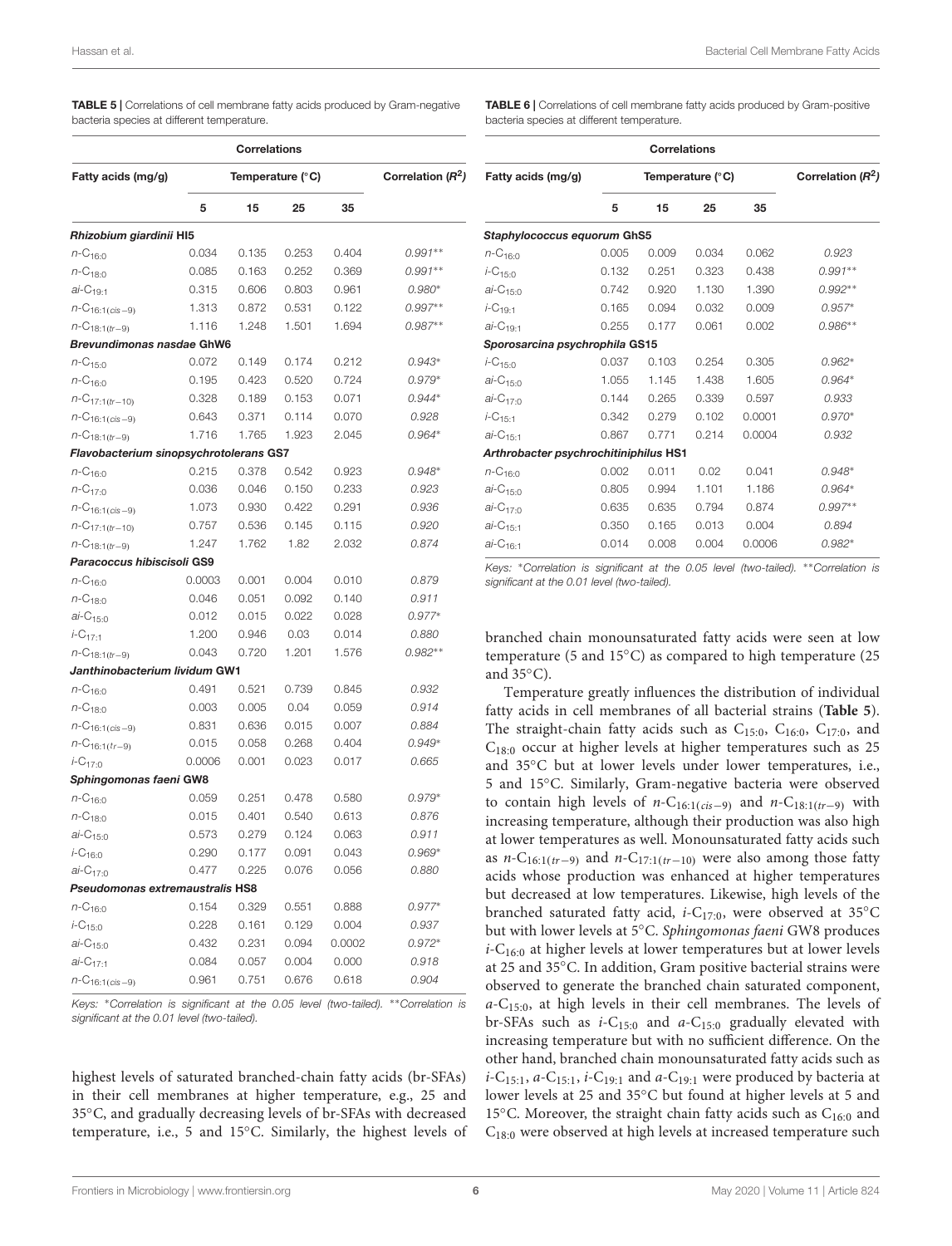**TABLE 5 |** Correlations of cell membrane fatty acids produced by Gram-negative bacteria species at different temperature.

| Fatty acids (mg/g) | Temperature (°C) | | | | Correlation ($R^2$) |
|---|---|---|---|---|---|
| | 5 | 15 | 25 | 35 | |
| ***Rhizobium giardinii* HI5** | | | | | |
| $n$-$C_{16:0}$ | 0.034 | 0.135 | 0.253 | 0.404 | *0.991*** |
| $n$-$C_{18:0}$ | 0.085 | 0.163 | 0.252 | 0.369 | *0.991*** |
| $ai$-$C_{19:1}$ | 0.315 | 0.606 | 0.803 | 0.961 | *0.980** |
| $n$-$C_{16:1(cis-9)}$ | 1.313 | 0.872 | 0.531 | 0.122 | *0.997*** |
| $n$-$C_{18:1(tr-9)}$ | 1.116 | 1.248 | 1.501 | 1.694 | *0.987*** |
| ***Brevundimonas nasdae* GhW6** | | | | | |
| $n$-$C_{15:0}$ | 0.072 | 0.149 | 0.174 | 0.212 | *0.943** |
| $n$-$C_{16:0}$ | 0.195 | 0.423 | 0.520 | 0.724 | *0.979** |
| $n$-$C_{17:1(tr-10)}$ | 0.328 | 0.189 | 0.153 | 0.071 | *0.944** |
| $n$-$C_{16:1(cis-9)}$ | 0.643 | 0.371 | 0.114 | 0.070 | *0.928* |
| $n$-$C_{18:1(tr-9)}$ | 1.716 | 1.765 | 1.923 | 2.045 | *0.964** |
| ***Flavobacterium sinopsychrotolerans* GS7** | | | | | |
| $n$-$C_{16:0}$ | 0.215 | 0.378 | 0.542 | 0.923 | *0.948** |
| $n$-$C_{17:0}$ | 0.036 | 0.046 | 0.150 | 0.233 | *0.923* |
| $n$-$C_{16:1(cis-9)}$ | 1.073 | 0.930 | 0.422 | 0.291 | *0.936* |
| $n$-$C_{17:1(tr-10)}$ | 0.757 | 0.536 | 0.145 | 0.115 | *0.920* |
| $n$-$C_{18:1(tr-9)}$ | 1.247 | 1.762 | 1.82 | 2.032 | *0.874* |
| ***Paracoccus hibiscisoli* GS9** | | | | | |
| $n$-$C_{16:0}$ | 0.0003 | 0.001 | 0.004 | 0.010 | *0.879* |
| $n$-$C_{18:0}$ | 0.046 | 0.051 | 0.092 | 0.140 | *0.911* |
| $ai$-$C_{15:0}$ | 0.012 | 0.015 | 0.022 | 0.028 | *0.977** |
| $i$-$C_{17:1}$ | 1.200 | 0.946 | 0.03 | 0.014 | *0.880* |
| $n$-$C_{18:1(tr-9)}$ | 0.043 | 0.720 | 1.201 | 1.576 | *0.982*** |
| ***Janthinobacterium lividum* GW1** | | | | | |
| $n$-$C_{16:0}$ | 0.491 | 0.521 | 0.739 | 0.845 | *0.932* |
| $n$-$C_{18:0}$ | 0.003 | 0.005 | 0.04 | 0.059 | *0.914* |
| $n$-$C_{16:1(cis-9)}$ | 0.831 | 0.636 | 0.015 | 0.007 | *0.884* |
| $n$-$C_{16:1(tr-9)}$ | 0.015 | 0.058 | 0.268 | 0.404 | *0.949** |
| $i$-$C_{17:0}$ | 0.0006 | 0.001 | 0.023 | 0.017 | *0.665* |
| ***Sphingomonas faeni* GW8** | | | | | |
| $n$-$C_{16:0}$ | 0.059 | 0.251 | 0.478 | 0.580 | *0.979** |
| $n$-$C_{18:0}$ | 0.015 | 0.401 | 0.540 | 0.613 | *0.876* |
| $ai$-$C_{15:0}$ | 0.573 | 0.279 | 0.124 | 0.063 | *0.911* |
| $i$-$C_{16:0}$ | 0.290 | 0.177 | 0.091 | 0.043 | *0.969** |
| $ai$-$C_{17:0}$ | 0.477 | 0.225 | 0.076 | 0.056 | *0.880* |
| ***Pseudomonas extremaustralis* HS8** | | | | | |
| $n$-$C_{16:0}$ | 0.154 | 0.329 | 0.551 | 0.888 | *0.977** |
| $i$-$C_{15:0}$ | 0.228 | 0.161 | 0.129 | 0.004 | *0.937* |
| $ai$-$C_{15:0}$ | 0.432 | 0.231 | 0.094 | 0.0002 | *0.972** |
| $ai$-$C_{17:1}$ | 0.084 | 0.057 | 0.004 | 0.000 | *0.918* |
| $n$-$C_{16:1(cis-9)}$ | 0.961 | 0.751 | 0.676 | 0.618 | *0.904* |

*Keys:* *Correlation is significant at the 0.05 level (two-tailed). **Correlation is significant at the 0.01 level (two-tailed).

**TABLE 6 |** Correlations of cell membrane fatty acids produced by Gram-positive bacteria species at different temperature.

| Fatty acids (mg/g) | Temperature (°C) | | | | Correlation ($R^2$) |
|---|---|---|---|---|---|
| | 5 | 15 | 25 | 35 | |
| ***Staphylococcus equorum* GhS5** | | | | | |
| $n$-$C_{16:0}$ | 0.005 | 0.009 | 0.034 | 0.062 | *0.923* |
| $i$-$C_{15:0}$ | 0.132 | 0.251 | 0.323 | 0.438 | *0.991*** |
| $ai$-$C_{15:0}$ | 0.742 | 0.920 | 1.130 | 1.390 | *0.992*** |
| $i$-$C_{19:1}$ | 0.165 | 0.094 | 0.032 | 0.009 | *0.957** |
| $ai$-$C_{19:1}$ | 0.255 | 0.177 | 0.061 | 0.002 | *0.986*** |
| ***Sporosarcina psychrophila* GS15** | | | | | |
| $i$-$C_{15:0}$ | 0.037 | 0.103 | 0.254 | 0.305 | *0.962** |
| $ai$-$C_{15:0}$ | 1.055 | 1.145 | 1.438 | 1.605 | *0.964** |
| $ai$-$C_{17:0}$ | 0.144 | 0.265 | 0.339 | 0.597 | *0.933* |
| $i$-$C_{15:1}$ | 0.342 | 0.279 | 0.102 | 0.0001 | *0.970** |
| $ai$-$C_{15:1}$ | 0.867 | 0.771 | 0.214 | 0.0004 | *0.932* |
| ***Arthrobacter psychrochitiniphilus* HS1** | | | | | |
| $n$-$C_{16:0}$ | 0.002 | 0.011 | 0.02 | 0.041 | *0.948** |
| $ai$-$C_{15:0}$ | 0.805 | 0.994 | 1.101 | 1.186 | *0.964** |
| $ai$-$C_{17:0}$ | 0.635 | 0.635 | 0.794 | 0.874 | *0.997*** |
| $ai$-$C_{15:1}$ | 0.350 | 0.165 | 0.013 | 0.004 | *0.894* |
| $ai$-$C_{16:1}$ | 0.014 | 0.008 | 0.004 | 0.0006 | *0.982** |

*Keys:* *Correlation is significant at the 0.05 level (two-tailed). **Correlation is significant at the 0.01 level (two-tailed).

highest levels of saturated branched-chain fatty acids (br-SFAs) in their cell membranes at higher temperature, e.g., 25 and 35°C, and gradually decreasing levels of br-SFAs with decreased temperature, i.e., 5 and 15°C. Similarly, the highest levels of branched chain monounsaturated fatty acids were seen at low temperature (5 and 15°C) as compared to high temperature (25 and 35°C).

Temperature greatly influences the distribution of individual fatty acids in cell membranes of all bacterial strains (**Table 5**). The straight-chain fatty acids such as $C_{15:0}$, $C_{16:0}$, $C_{17:0}$, and $C_{18:0}$ occur at higher levels at higher temperatures such as 25 and 35°C but at lower levels under lower temperatures, i.e., 5 and 15°C. Similarly, Gram-negative bacteria were observed to contain high levels of $n$-$C_{16:1(cis-9)}$ and $n$-$C_{18:1(tr-9)}$ with increasing temperature, although their production was also high at lower temperatures as well. Monounsaturated fatty acids such as $n$-$C_{16:1(tr-9)}$ and $n$-$C_{17:1(tr-10)}$ were also among those fatty acids whose production was enhanced at higher temperatures but decreased at low temperatures. Likewise, high levels of the branched saturated fatty acid, $i$-$C_{17:0}$, were observed at 35°C but with lower levels at 5°C. *Sphingomonas faeni* GW8 produces $i$-$C_{16:0}$ at higher levels at lower temperatures but at lower levels at 25 and 35°C. In addition, Gram positive bacterial strains were observed to generate the branched chain saturated component, $a$-$C_{15:0}$, at high levels in their cell membranes. The levels of br-SFAs such as $i$-$C_{15:0}$ and $a$-$C_{15:0}$ gradually elevated with increasing temperature but with no sufficient difference. On the other hand, branched chain monounsaturated fatty acids such as $i$-$C_{15:1}$, $a$-$C_{15:1}$, $i$-$C_{19:1}$ and $a$-$C_{19:1}$ were produced by bacteria at lower levels at 25 and 35°C but found at higher levels at 5 and 15°C. Moreover, the straight chain fatty acids such as $C_{16:0}$ and $C_{18:0}$ were observed at high levels at increased temperature such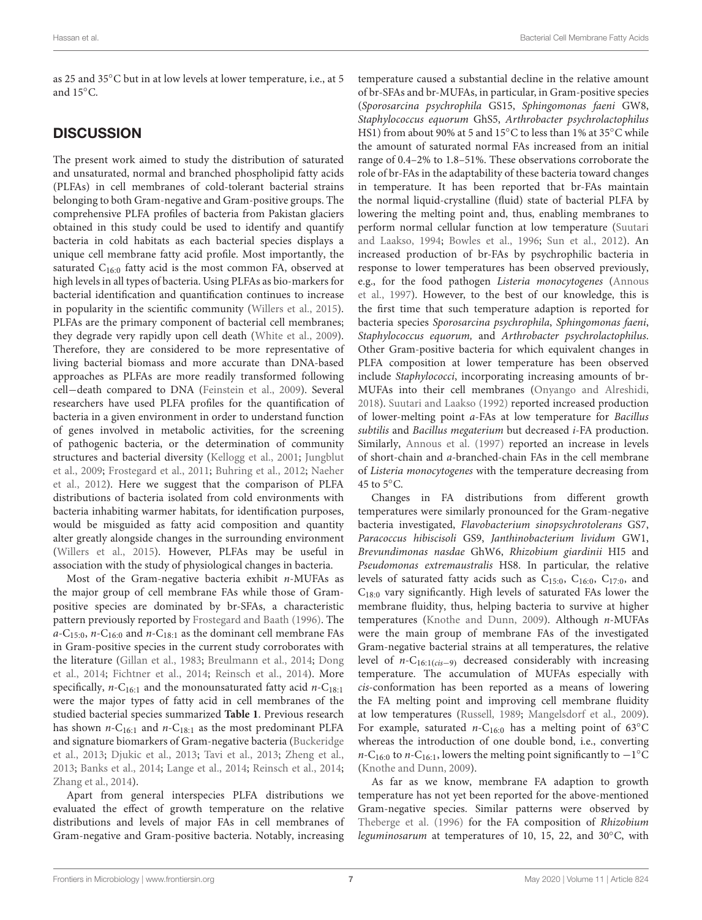as 25 and 35°C but in at low levels at lower temperature, i.e., at 5 and 15°C.

## DISCUSSION

The present work aimed to study the distribution of saturated and unsaturated, normal and branched phospholipid fatty acids (PLFAs) in cell membranes of cold-tolerant bacterial strains belonging to both Gram-negative and Gram-positive groups. The comprehensive PLFA profiles of bacteria from Pakistan glaciers obtained in this study could be used to identify and quantify bacteria in cold habitats as each bacterial species displays a unique cell membrane fatty acid profile. Most importantly, the saturated $C_{16:0}$ fatty acid is the most common FA, observed at high levels in all types of bacteria. Using PLFAs as bio-markers for bacterial identification and quantification continues to increase in popularity in the scientific community (Willers et al., 2015). PLFAs are the primary component of bacterial cell membranes; they degrade very rapidly upon cell death (White et al., 2009). Therefore, they are considered to be more representative of living bacterial biomass and more accurate than DNA-based approaches as PLFAs are more readily transformed following cell−death compared to DNA (Feinstein et al., 2009). Several researchers have used PLFA profiles for the quantification of bacteria in a given environment in order to understand function of genes involved in metabolic activities, for the screening of pathogenic bacteria, or the determination of community structures and bacterial diversity (Kellogg et al., 2001; Jungblut et al., 2009; Frostegard et al., 2011; Buhring et al., 2012; Naeher et al., 2012). Here we suggest that the comparison of PLFA distributions of bacteria isolated from cold environments with bacteria inhabiting warmer habitats, for identification purposes, would be misguided as fatty acid composition and quantity alter greatly alongside changes in the surrounding environment (Willers et al., 2015). However, PLFAs may be useful in association with the study of physiological changes in bacteria.

Most of the Gram-negative bacteria exhibit *n*-MUFAs as the major group of cell membrane FAs while those of Gram-positive species are dominated by br-SFAs, a characteristic pattern previously reported by Frostegard and Baath (1996). The *a*-$C_{15:0}$, *n*-$C_{16:0}$ and *n*-$C_{18:1}$ as the dominant cell membrane FAs in Gram-positive species in the current study corroborates with the literature (Gillan et al., 1983; Breulmann et al., 2014; Dong et al., 2014; Fichtner et al., 2014; Reinsch et al., 2014). More specifically, *n*-$C_{16:1}$ and the monounsaturated fatty acid *n*-$C_{18:1}$ were the major types of fatty acid in cell membranes of the studied bacterial species summarized **Table 1**. Previous research has shown *n*-$C_{16:1}$ and *n*-$C_{18:1}$ as the most predominant PLFA and signature biomarkers of Gram-negative bacteria (Buckeridge et al., 2013; Djukic et al., 2013; Tavi et al., 2013; Zheng et al., 2013; Banks et al., 2014; Lange et al., 2014; Reinsch et al., 2014; Zhang et al., 2014).

Apart from general interspecies PLFA distributions we evaluated the effect of growth temperature on the relative distributions and levels of major FAs in cell membranes of Gram-negative and Gram-positive bacteria. Notably, increasing temperature caused a substantial decline in the relative amount of br-SFAs and br-MUFAs, in particular, in Gram-positive species (*Sporosarcina psychrophila* GS15, *Sphingomonas faeni* GW8, *Staphylococcus equorum* GhS5, *Arthrobacter psychrolactophilus* HS1) from about 90% at 5 and 15°C to less than 1% at 35°C while the amount of saturated normal FAs increased from an initial range of 0.4–2% to 1.8–51%. These observations corroborate the role of br-FAs in the adaptability of these bacteria toward changes in temperature. It has been reported that br-FAs maintain the normal liquid-crystalline (fluid) state of bacterial PLFA by lowering the melting point and, thus, enabling membranes to perform normal cellular function at low temperature (Suutari and Laakso, 1994; Bowles et al., 1996; Sun et al., 2012). An increased production of br-FAs by psychrophilic bacteria in response to lower temperatures has been observed previously, e.g., for the food pathogen *Listeria monocytogenes* (Annous et al., 1997). However, to the best of our knowledge, this is the first time that such temperature adaption is reported for bacteria species *Sporosarcina psychrophila*, *Sphingomonas faeni*, *Staphylococcus equorum,* and *Arthrobacter psychrolactophilus*. Other Gram-positive bacteria for which equivalent changes in PLFA composition at lower temperature has been observed include *Staphylococci*, incorporating increasing amounts of br-MUFAs into their cell membranes (Onyango and Alreshidi, 2018). Suutari and Laakso (1992) reported increased production of lower-melting point *a*-FAs at low temperature for *Bacillus subtilis* and *Bacillus megaterium* but decreased *i*-FA production. Similarly, Annous et al. (1997) reported an increase in levels of short-chain and *a*-branched-chain FAs in the cell membrane of *Listeria monocytogenes* with the temperature decreasing from 45 to 5°C.

Changes in FA distributions from different growth temperatures were similarly pronounced for the Gram-negative bacteria investigated, *Flavobacterium sinopsychrotolerans* GS7, *Paracoccus hibiscisoli* GS9, *Janthinobacterium lividum* GW1, *Brevundimonas nasdae* GhW6, *Rhizobium giardinii* HI5 and *Pseudomonas extremaustralis* HS8. In particular, the relative levels of saturated fatty acids such as $C_{15:0}$, $C_{16:0}$, $C_{17:0}$, and $C_{18:0}$ vary significantly. High levels of saturated FAs lower the membrane fluidity, thus, helping bacteria to survive at higher temperatures (Knothe and Dunn, 2009). Although *n*-MUFAs were the main group of membrane FAs of the investigated Gram-negative bacterial strains at all temperatures, the relative level of *n*-$C_{16:1(cis-9)}$ decreased considerably with increasing temperature. The accumulation of MUFAs especially with *cis*-conformation has been reported as a means of lowering the FA melting point and improving cell membrane fluidity at low temperatures (Russell, 1989; Mangelsdorf et al., 2009). For example, saturated *n*-$C_{16:0}$ has a melting point of 63°C whereas the introduction of one double bond, i.e., converting *n*-$C_{16:0}$ to *n*-$C_{16:1}$, lowers the melting point significantly to −1°C (Knothe and Dunn, 2009).

As far as we know, membrane FA adaption to growth temperature has not yet been reported for the above-mentioned Gram-negative species. Similar patterns were observed by Theberge et al. (1996) for the FA composition of *Rhizobium leguminosarum* at temperatures of 10, 15, 22, and 30°C, with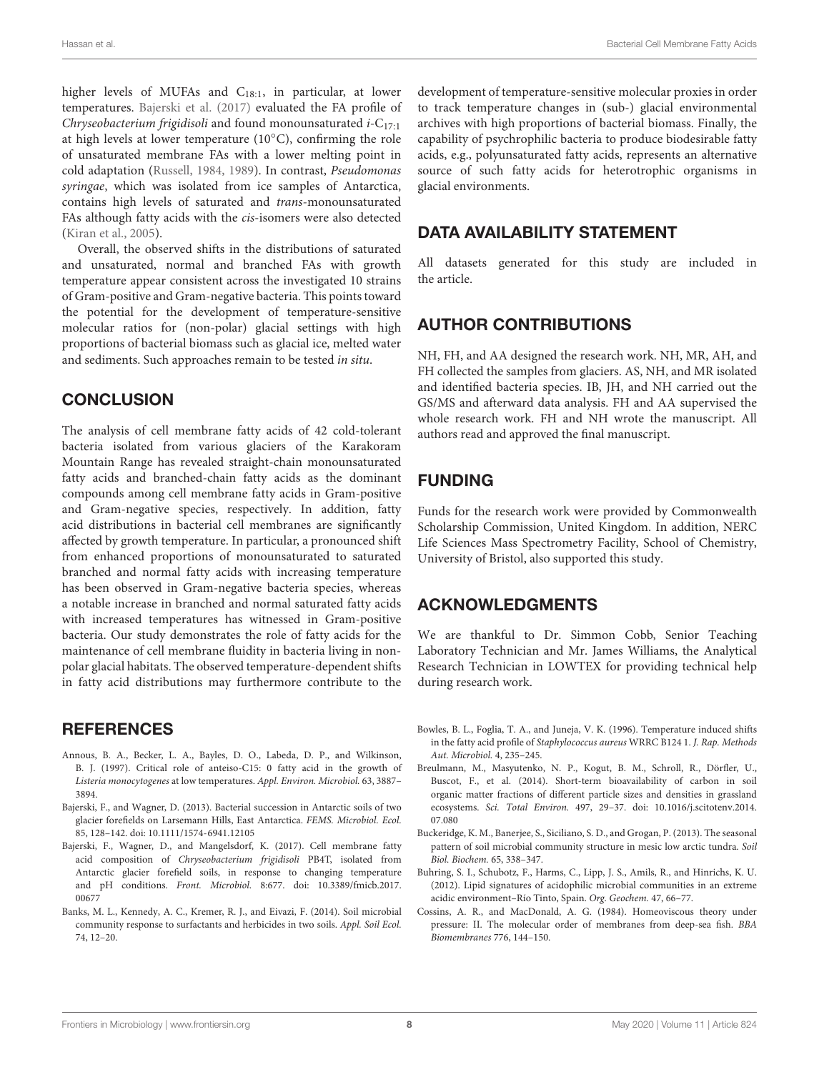higher levels of MUFAs and $C_{18:1}$, in particular, at lower temperatures. Bajerski et al. (2017) evaluated the FA profile of *Chryseobacterium frigidisoli* and found monounsaturated $i$-$C_{17:1}$ at high levels at lower temperature (10°C), confirming the role of unsaturated membrane FAs with a lower melting point in cold adaptation (Russell, 1984, 1989). In contrast, *Pseudomonas syringae*, which was isolated from ice samples of Antarctica, contains high levels of saturated and *trans*-monounsaturated FAs although fatty acids with the *cis*-isomers were also detected (Kiran et al., 2005).

Overall, the observed shifts in the distributions of saturated and unsaturated, normal and branched FAs with growth temperature appear consistent across the investigated 10 strains of Gram-positive and Gram-negative bacteria. This points toward the potential for the development of temperature-sensitive molecular ratios for (non-polar) glacial settings with high proportions of bacterial biomass such as glacial ice, melted water and sediments. Such approaches remain to be tested *in situ*.

## CONCLUSION

The analysis of cell membrane fatty acids of 42 cold-tolerant bacteria isolated from various glaciers of the Karakoram Mountain Range has revealed straight-chain monounsaturated fatty acids and branched-chain fatty acids as the dominant compounds among cell membrane fatty acids in Gram-positive and Gram-negative species, respectively. In addition, fatty acid distributions in bacterial cell membranes are significantly affected by growth temperature. In particular, a pronounced shift from enhanced proportions of monounsaturated to saturated branched and normal fatty acids with increasing temperature has been observed in Gram-negative bacteria species, whereas a notable increase in branched and normal saturated fatty acids with increased temperatures has witnessed in Gram-positive bacteria. Our study demonstrates the role of fatty acids for the maintenance of cell membrane fluidity in bacteria living in non-polar glacial habitats. The observed temperature-dependent shifts in fatty acid distributions may furthermore contribute to the development of temperature-sensitive molecular proxies in order to track temperature changes in (sub-) glacial environmental archives with high proportions of bacterial biomass. Finally, the capability of psychrophilic bacteria to produce biodesirable fatty acids, e.g., polyunsaturated fatty acids, represents an alternative source of such fatty acids for heterotrophic organisms in glacial environments.

## DATA AVAILABILITY STATEMENT

All datasets generated for this study are included in the article.

## AUTHOR CONTRIBUTIONS

NH, FH, and AA designed the research work. NH, MR, AH, and FH collected the samples from glaciers. AS, NH, and MR isolated and identified bacteria species. IB, JH, and NH carried out the GS/MS and afterward data analysis. FH and AA supervised the whole research work. FH and NH wrote the manuscript. All authors read and approved the final manuscript.

## FUNDING

Funds for the research work were provided by Commonwealth Scholarship Commission, United Kingdom. In addition, NERC Life Sciences Mass Spectrometry Facility, School of Chemistry, University of Bristol, also supported this study.

## ACKNOWLEDGMENTS

We are thankful to Dr. Simmon Cobb, Senior Teaching Laboratory Technician and Mr. James Williams, the Analytical Research Technician in LOWTEX for providing technical help during research work.

## REFERENCES

Annous, B. A., Becker, L. A., Bayles, D. O., Labeda, D. P., and Wilkinson, B. J. (1997). Critical role of anteiso-C15: 0 fatty acid in the growth of *Listeria monocytogenes* at low temperatures. *Appl. Environ. Microbiol.* 63, 3887–3894.

Bajerski, F., and Wagner, D. (2013). Bacterial succession in Antarctic soils of two glacier forefields on Larsemann Hills, East Antarctica. *FEMS. Microbiol. Ecol.* 85, 128–142. doi: 10.1111/1574-6941.12105

Bajerski, F., Wagner, D., and Mangelsdorf, K. (2017). Cell membrane fatty acid composition of *Chryseobacterium frigidisoli* PB4T, isolated from Antarctic glacier forefield soils, in response to changing temperature and pH conditions. *Front. Microbiol.* 8:677. doi: 10.3389/fmicb.2017.00677

Banks, M. L., Kennedy, A. C., Kremer, R. J., and Eivazi, F. (2014). Soil microbial community response to surfactants and herbicides in two soils. *Appl. Soil Ecol.* 74, 12–20.

Bowles, B. L., Foglia, T. A., and Juneja, V. K. (1996). Temperature induced shifts in the fatty acid profile of *Staphylococcus aureus* WRRC B124 1. *J. Rap. Methods Aut. Microbiol.* 4, 235–245.

Breulmann, M., Masyutenko, N. P., Kogut, B. M., Schroll, R., Dörfler, U., Buscot, F., et al. (2014). Short-term bioavailability of carbon in soil organic matter fractions of different particle sizes and densities in grassland ecosystems. *Sci. Total Environ.* 497, 29–37. doi: 10.1016/j.scitotenv.2014.07.080

Buckeridge, K. M., Banerjee, S., Siciliano, S. D., and Grogan, P. (2013). The seasonal pattern of soil microbial community structure in mesic low arctic tundra. *Soil Biol. Biochem.* 65, 338–347.

Buhring, S. I., Schubotz, F., Harms, C., Lipp, J. S., Amils, R., and Hinrichs, K. U. (2012). Lipid signatures of acidophilic microbial communities in an extreme acidic environment–Río Tinto, Spain. *Org. Geochem.* 47, 66–77.

Cossins, A. R., and MacDonald, A. G. (1984). Homeoviscous theory under pressure: II. The molecular order of membranes from deep-sea fish. *BBA Biomembranes* 776, 144–150.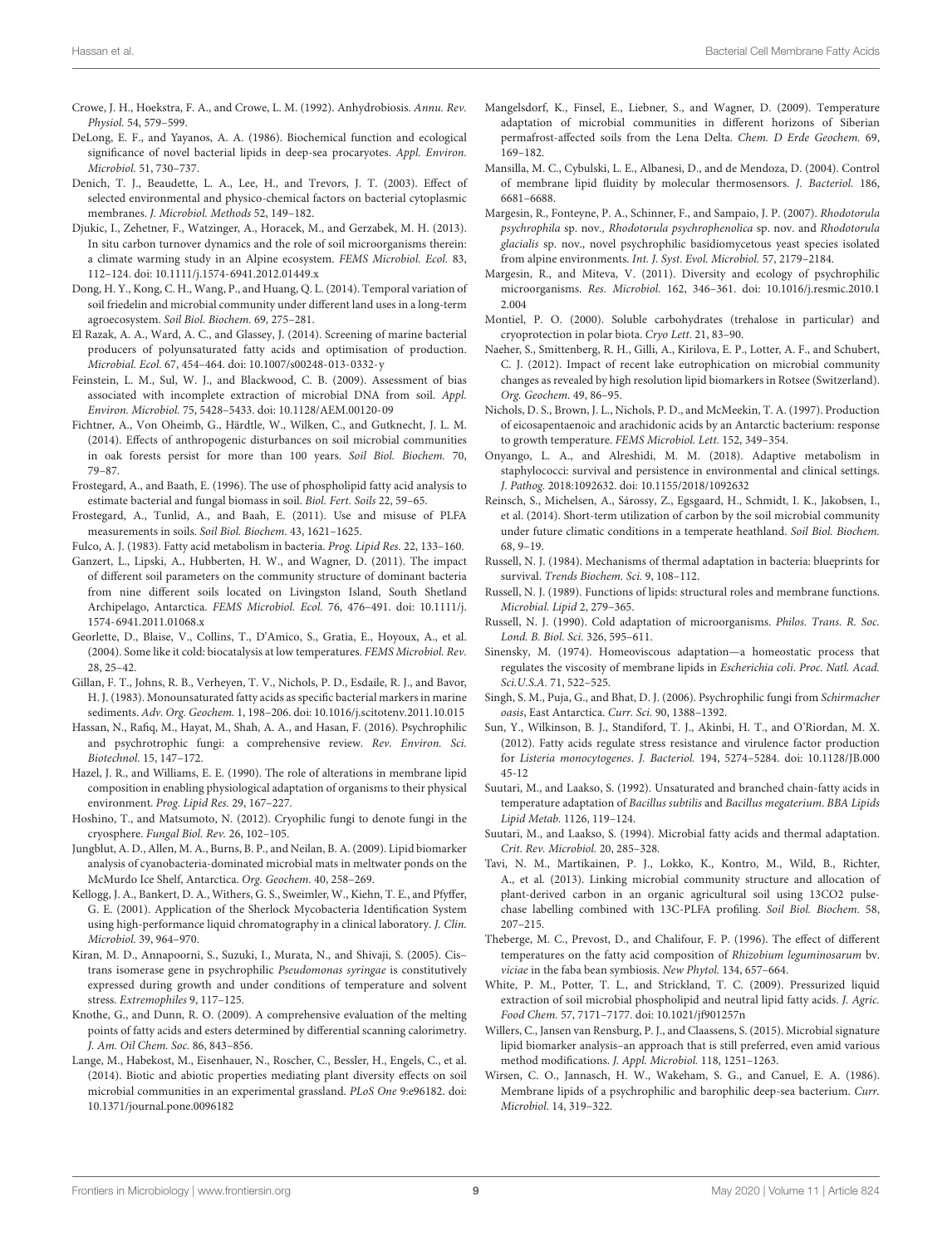Crowe, J. H., Hoekstra, F. A., and Crowe, L. M. (1992). Anhydrobiosis. *Annu. Rev. Physiol.* 54, 579–599.

DeLong, E. F., and Yayanos, A. A. (1986). Biochemical function and ecological significance of novel bacterial lipids in deep-sea procaryotes. *Appl. Environ. Microbiol.* 51, 730–737.

Denich, T. J., Beaudette, L. A., Lee, H., and Trevors, J. T. (2003). Effect of selected environmental and physico-chemical factors on bacterial cytoplasmic membranes. *J. Microbiol. Methods* 52, 149–182.

Djukic, I., Zehetner, F., Watzinger, A., Horacek, M., and Gerzabek, M. H. (2013). In situ carbon turnover dynamics and the role of soil microorganisms therein: a climate warming study in an Alpine ecosystem. *FEMS Microbiol. Ecol.* 83, 112–124. doi: 10.1111/j.1574-6941.2012.01449.x

Dong, H. Y., Kong, C. H., Wang, P., and Huang, Q. L. (2014). Temporal variation of soil friedelin and microbial community under different land uses in a long-term agroecosystem. *Soil Biol. Biochem.* 69, 275–281.

El Razak, A. A., Ward, A. C., and Glassey, J. (2014). Screening of marine bacterial producers of polyunsaturated fatty acids and optimisation of production. *Microbial. Ecol.* 67, 454–464. doi: 10.1007/s00248-013-0332-y

Feinstein, L. M., Sul, W. J., and Blackwood, C. B. (2009). Assessment of bias associated with incomplete extraction of microbial DNA from soil. *Appl. Environ. Microbiol.* 75, 5428–5433. doi: 10.1128/AEM.00120-09

Fichtner, A., Von Oheimb, G., Härdtle, W., Wilken, C., and Gutknecht, J. L. M. (2014). Effects of anthropogenic disturbances on soil microbial communities in oak forests persist for more than 100 years. *Soil Biol. Biochem.* 70, 79–87.

Frostegard, A., and Baath, E. (1996). The use of phospholipid fatty acid analysis to estimate bacterial and fungal biomass in soil. *Biol. Fert. Soils* 22, 59–65.

Frostegard, A., Tunlid, A., and Baah, E. (2011). Use and misuse of PLFA measurements in soils. *Soil Biol. Biochem.* 43, 1621–1625.

Fulco, A. J. (1983). Fatty acid metabolism in bacteria. *Prog. Lipid Res.* 22, 133–160.

Ganzert, L., Lipski, A., Hubberten, H. W., and Wagner, D. (2011). The impact of different soil parameters on the community structure of dominant bacteria from nine different soils located on Livingston Island, South Shetland Archipelago, Antarctica. *FEMS Microbiol. Ecol.* 76, 476–491. doi: 10.1111/j.1574-6941.2011.01068.x

Georlette, D., Blaise, V., Collins, T., D'Amico, S., Gratia, E., Hoyoux, A., et al. (2004). Some like it cold: biocatalysis at low temperatures. *FEMS Microbiol. Rev.* 28, 25–42.

Gillan, F. T., Johns, R. B., Verheyen, T. V., Nichols, P. D., Esdaile, R. J., and Bavor, H. J. (1983). Monounsaturated fatty acids as specific bacterial markers in marine sediments. *Adv. Org. Geochem.* 1, 198–206. doi: 10.1016/j.scitotenv.2011.10.015

Hassan, N., Rafiq, M., Hayat, M., Shah, A. A., and Hasan, F. (2016). Psychrophilic and psychrotrophic fungi: a comprehensive review. *Rev. Environ. Sci. Biotechnol.* 15, 147–172.

Hazel, J. R., and Williams, E. E. (1990). The role of alterations in membrane lipid composition in enabling physiological adaptation of organisms to their physical environment. *Prog. Lipid Res.* 29, 167–227.

Hoshino, T., and Matsumoto, N. (2012). Cryophilic fungi to denote fungi in the cryosphere. *Fungal Biol. Rev.* 26, 102–105.

Jungblut, A. D., Allen, M. A., Burns, B. P., and Neilan, B. A. (2009). Lipid biomarker analysis of cyanobacteria-dominated microbial mats in meltwater ponds on the McMurdo Ice Shelf, Antarctica. *Org. Geochem.* 40, 258–269.

Kellogg, J. A., Bankert, D. A., Withers, G. S., Sweimler, W., Kiehn, T. E., and Pfyffer, G. E. (2001). Application of the Sherlock Mycobacteria Identification System using high-performance liquid chromatography in a clinical laboratory. *J. Clin. Microbiol.* 39, 964–970.

Kiran, M. D., Annapoorni, S., Suzuki, I., Murata, N., and Shivaji, S. (2005). Cis–trans isomerase gene in psychrophilic *Pseudomonas syringae* is constitutively expressed during growth and under conditions of temperature and solvent stress. *Extremophiles* 9, 117–125.

Knothe, G., and Dunn, R. O. (2009). A comprehensive evaluation of the melting points of fatty acids and esters determined by differential scanning calorimetry. *J. Am. Oil Chem. Soc.* 86, 843–856.

Lange, M., Habekost, M., Eisenhauer, N., Roscher, C., Bessler, H., Engels, C., et al. (2014). Biotic and abiotic properties mediating plant diversity effects on soil microbial communities in an experimental grassland. *PLoS One* 9:e96182. doi: 10.1371/journal.pone.0096182

Mangelsdorf, K., Finsel, E., Liebner, S., and Wagner, D. (2009). Temperature adaptation of microbial communities in different horizons of Siberian permafrost-affected soils from the Lena Delta. *Chem. D Erde Geochem.* 69, 169–182.

Mansilla, M. C., Cybulski, L. E., Albanesi, D., and de Mendoza, D. (2004). Control of membrane lipid fluidity by molecular thermosensors. *J. Bacteriol.* 186, 6681–6688.

Margesin, R., Fonteyne, P. A., Schinner, F., and Sampaio, J. P. (2007). *Rhodotorula psychrophila* sp. nov., *Rhodotorula psychrophenolica* sp. nov. and *Rhodotorula glacialis* sp. nov., novel psychrophilic basidiomycetous yeast species isolated from alpine environments. *Int. J. Syst. Evol. Microbiol.* 57, 2179–2184.

Margesin, R., and Miteva, V. (2011). Diversity and ecology of psychrophilic microorganisms. *Res. Microbiol.* 162, 346–361. doi: 10.1016/j.resmic.2010.12.004

Montiel, P. O. (2000). Soluble carbohydrates (trehalose in particular) and cryoprotection in polar biota. *Cryo Lett.* 21, 83–90.

Naeher, S., Smittenberg, R. H., Gilli, A., Kirilova, E. P., Lotter, A. F., and Schubert, C. J. (2012). Impact of recent lake eutrophication on microbial community changes as revealed by high resolution lipid biomarkers in Rotsee (Switzerland). *Org. Geochem.* 49, 86–95.

Nichols, D. S., Brown, J. L., Nichols, P. D., and McMeekin, T. A. (1997). Production of eicosapentaenoic and arachidonic acids by an Antarctic bacterium: response to growth temperature. *FEMS Microbiol. Lett.* 152, 349–354.

Onyango, L. A., and Alreshidi, M. M. (2018). Adaptive metabolism in staphylococci: survival and persistence in environmental and clinical settings. *J. Pathog.* 2018:1092632. doi: 10.1155/2018/1092632

Reinsch, S., Michelsen, A., Sárossy, Z., Egsgaard, H., Schmidt, I. K., Jakobsen, I., et al. (2014). Short-term utilization of carbon by the soil microbial community under future climatic conditions in a temperate heathland. *Soil Biol. Biochem.* 68, 9–19.

Russell, N. J. (1984). Mechanisms of thermal adaptation in bacteria: blueprints for survival. *Trends Biochem. Sci.* 9, 108–112.

Russell, N. J. (1989). Functions of lipids: structural roles and membrane functions. *Microbial. Lipid* 2, 279–365.

Russell, N. J. (1990). Cold adaptation of microorganisms. *Philos. Trans. R. Soc. Lond. B. Biol. Sci.* 326, 595–611.

Sinensky, M. (1974). Homeoviscous adaptation—a homeostatic process that regulates the viscosity of membrane lipids in *Escherichia coli*. *Proc. Natl. Acad. Sci.U.S.A.* 71, 522–525.

Singh, S. M., Puja, G., and Bhat, D. J. (2006). Psychrophilic fungi from *Schirmacher oasis*, East Antarctica. *Curr. Sci.* 90, 1388–1392.

Sun, Y., Wilkinson, B. J., Standiford, T. J., Akinbi, H. T., and O'Riordan, M. X. (2012). Fatty acids regulate stress resistance and virulence factor production for *Listeria monocytogenes*. *J. Bacteriol.* 194, 5274–5284. doi: 10.1128/JB.00045-12

Suutari, M., and Laakso, S. (1992). Unsaturated and branched chain-fatty acids in temperature adaptation of *Bacillus subtilis* and *Bacillus megaterium*. *BBA Lipids Lipid Metab.* 1126, 119–124.

Suutari, M., and Laakso, S. (1994). Microbial fatty acids and thermal adaptation. *Crit. Rev. Microbiol.* 20, 285–328.

Tavi, N. M., Martikainen, P. J., Lokko, K., Kontro, M., Wild, B., Richter, A., et al. (2013). Linking microbial community structure and allocation of plant-derived carbon in an organic agricultural soil using 13CO2 pulse-chase labelling combined with 13C-PLFA profiling. *Soil Biol. Biochem.* 58, 207–215.

Theberge, M. C., Prevost, D., and Chalifour, F. P. (1996). The effect of different temperatures on the fatty acid composition of *Rhizobium leguminosarum* bv. *viciae* in the faba bean symbiosis. *New Phytol.* 134, 657–664.

White, P. M., Potter, T. L., and Strickland, T. C. (2009). Pressurized liquid extraction of soil microbial phospholipid and neutral lipid fatty acids. *J. Agric. Food Chem.* 57, 7171–7177. doi: 10.1021/jf901257n

Willers, C., Jansen van Rensburg, P. J., and Claassens, S. (2015). Microbial signature lipid biomarker analysis–an approach that is still preferred, even amid various method modifications. *J. Appl. Microbiol.* 118, 1251–1263.

Wirsen, C. O., Jannasch, H. W., Wakeham, S. G., and Canuel, E. A. (1986). Membrane lipids of a psychrophilic and barophilic deep-sea bacterium. *Curr. Microbiol.* 14, 319–322.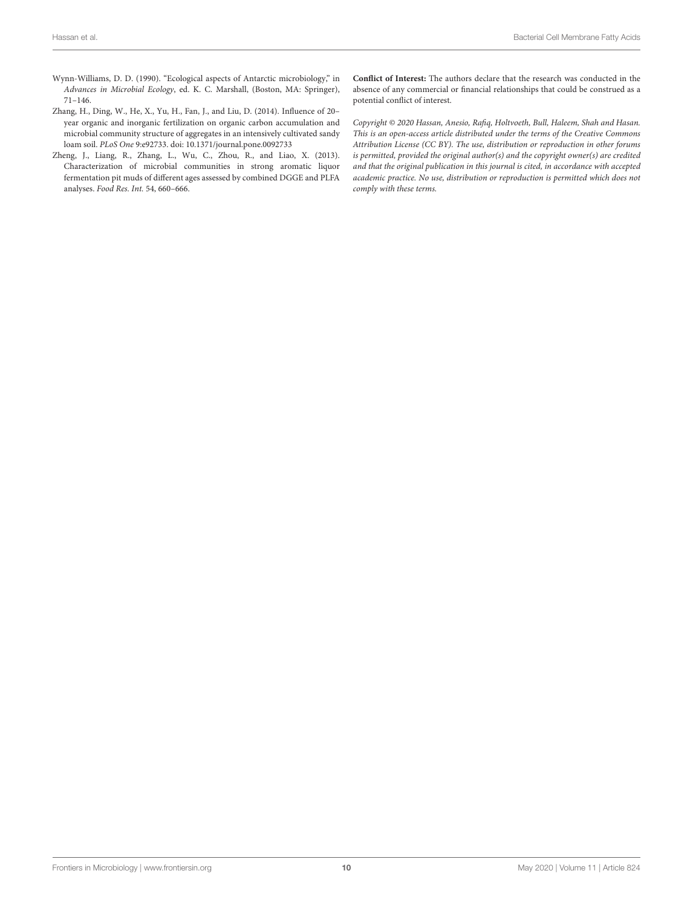Wynn-Williams, D. D. (1990). "Ecological aspects of Antarctic microbiology," in *Advances in Microbial Ecology*, ed. K. C. Marshall, (Boston, MA: Springer), 71–146.

Zhang, H., Ding, W., He, X., Yu, H., Fan, J., and Liu, D. (2014). Influence of 20–year organic and inorganic fertilization on organic carbon accumulation and microbial community structure of aggregates in an intensively cultivated sandy loam soil. *PLoS One* 9:e92733. doi: 10.1371/journal.pone.0092733

Zheng, J., Liang, R., Zhang, L., Wu, C., Zhou, R., and Liao, X. (2013). Characterization of microbial communities in strong aromatic liquor fermentation pit muds of different ages assessed by combined DGGE and PLFA analyses. *Food Res. Int.* 54, 660–666.

**Conflict of Interest:** The authors declare that the research was conducted in the absence of any commercial or financial relationships that could be construed as a potential conflict of interest.

*Copyright © 2020 Hassan, Anesio, Rafiq, Holtvoeth, Bull, Haleem, Shah and Hasan. This is an open-access article distributed under the terms of the Creative Commons Attribution License (CC BY). The use, distribution or reproduction in other forums is permitted, provided the original author(s) and the copyright owner(s) are credited and that the original publication in this journal is cited, in accordance with accepted academic practice. No use, distribution or reproduction is permitted which does not comply with these terms.*